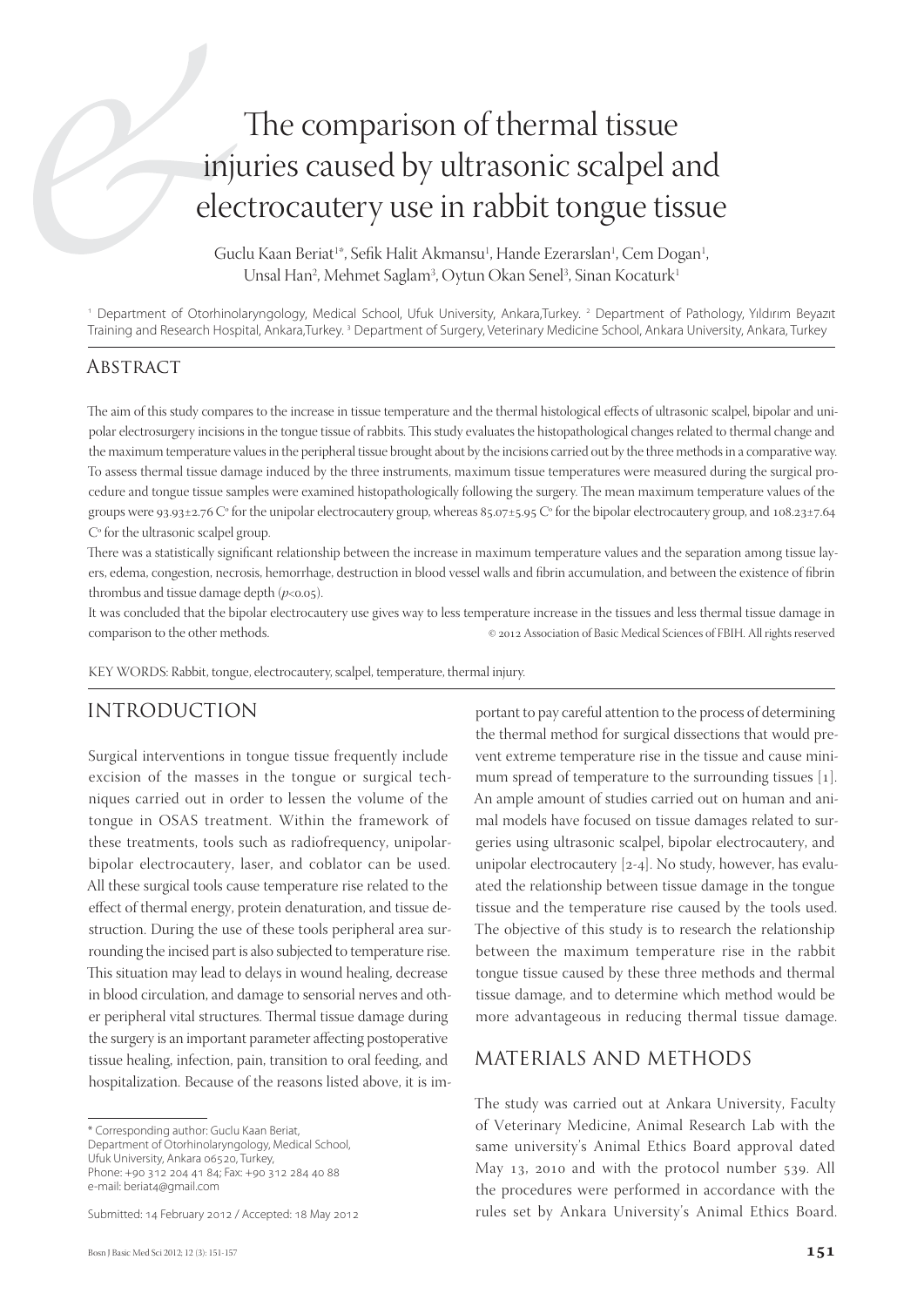# The comparison of thermal tissue injuries caused by ultrasonic scalpel and electrocautery use in rabbit tongue tissue

Guclu Kaan Beriat[1*], Sefik Halit Akmansu[1], Hande Ezerarslan[1], Cem Dogan[1], Unsal Han[2], Mehmet Saglam[3], Oytun Okan Senel[3], Sinan Kocaturk[1]

[1] Department of Otorhinolaryngology, Medical School, Ufuk University, Ankara,Turkey. [2] Department of Pathology, Yıldırım Beyazıt Training and Research Hospital, Ankara,Turkey. [3] Department of Surgery, Veterinary Medicine School, Ankara University, Ankara, Turkey

## Abstract

The aim of this study compares to the increase in tissue temperature and the thermal histological effects of ultrasonic scalpel, bipolar and unipolar electrosurgery incisions in the tongue tissue of rabbits. This study evaluates the histopathological changes related to thermal change and the maximum temperature values in the peripheral tissue brought about by the incisions carried out by the three methods in a comparative way. To assess thermal tissue damage induced by the three instruments, maximum tissue temperatures were measured during the surgical procedure and tongue tissue samples were examined histopathologically following the surgery. The mean maximum temperature values of the groups were 93.93±2.76 C° for the unipolar electrocautery group, whereas 85.07±5.95 C° for the bipolar electrocautery group, and 108.23±7.64 C° for the ultrasonic scalpel group.

There was a statistically significant relationship between the increase in maximum temperature values and the separation among tissue layers, edema, congestion, necrosis, hemorrhage, destruction in blood vessel walls and fibrin accumulation, and between the existence of fibrin thrombus and tissue damage depth ($p<0.05$).

It was concluded that the bipolar electrocautery use gives way to less temperature increase in the tissues and less thermal tissue damage in comparison to the other methods. © 2012 Association of Basic Medical Sciences of FBIH. All rights reserved

KEY WORDS: Rabbit, tongue, electrocautery, scalpel, temperature, thermal injury.

## Introduction

Surgical interventions in tongue tissue frequently include excision of the masses in the tongue or surgical techniques carried out in order to lessen the volume of the tongue in OSAS treatment. Within the framework of these treatments, tools such as radiofrequency, unipolar-bipolar electrocautery, laser, and coblator can be used. All these surgical tools cause temperature rise related to the effect of thermal energy, protein denaturation, and tissue destruction. During the use of these tools peripheral area surrounding the incised part is also subjected to temperature rise. This situation may lead to delays in wound healing, decrease in blood circulation, and damage to sensorial nerves and other peripheral vital structures. Thermal tissue damage during the surgery is an important parameter affecting postoperative tissue healing, infection, pain, transition to oral feeding, and hospitalization. Because of the reasons listed above, it is important to pay careful attention to the process of determining the thermal method for surgical dissections that would prevent extreme temperature rise in the tissue and cause minimum spread of temperature to the surrounding tissues [1]. An ample amount of studies carried out on human and animal models have focused on tissue damages related to surgeries using ultrasonic scalpel, bipolar electrocautery, and unipolar electrocautery [2-4]. No study, however, has evaluated the relationship between tissue damage in the tongue tissue and the temperature rise caused by the tools used. The objective of this study is to research the relationship between the maximum temperature rise in the rabbit tongue tissue caused by these three methods and thermal tissue damage, and to determine which method would be more advantageous in reducing thermal tissue damage.

## Materials and Methods

The study was carried out at Ankara University, Faculty of Veterinary Medicine, Animal Research Lab with the same university's Animal Ethics Board approval dated May 13, 2010 and with the protocol number 539. All the procedures were performed in accordance with the rules set by Ankara University's Animal Ethics Board.

\* Corresponding author: Guclu Kaan Beriat, Department of Otorhinolaryngology, Medical School, Ufuk University, Ankara 06520, Turkey, Phone: +90 312 204 41 84; Fax: +90 312 284 40 88 e-mail: beriat4@gmail.com

Submitted: 14 February 2012 / Accepted: 18 May 2012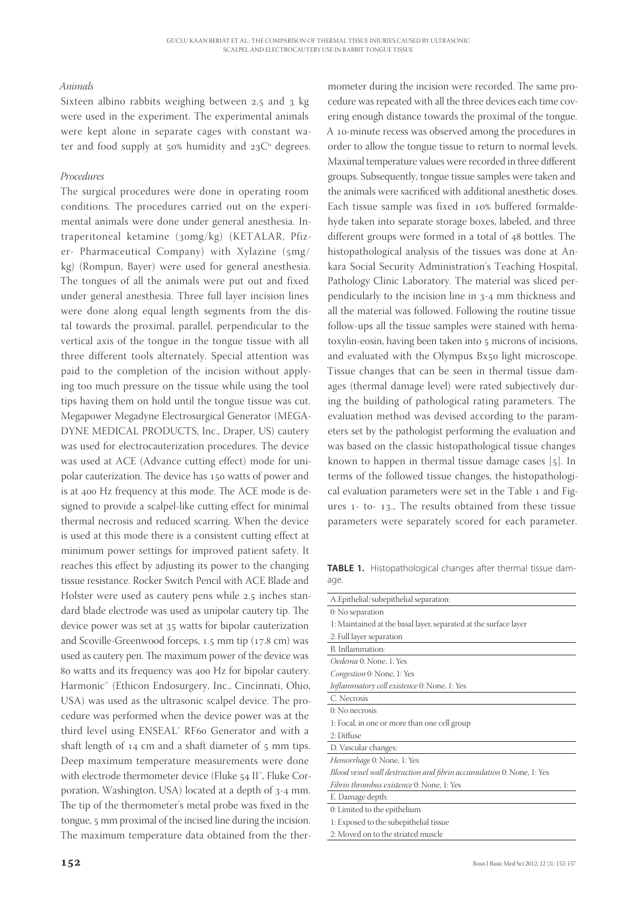### *Animals*

Sixteen albino rabbits weighing between 2.5 and 3 kg were used in the experiment. The experimental animals were kept alone in separate cages with constant water and food supply at 50% humidity and 23C° degrees.

### *Procedures*

The surgical procedures were done in operating room conditions. The procedures carried out on the experimental animals were done under general anesthesia. Intraperitoneal ketamine (30mg/kg) (KETALAR, Pfizer- Pharmaceutical Company) with Xylazine (5mg/kg) (Rompun, Bayer) were used for general anesthesia. The tongues of all the animals were put out and fixed under general anesthesia. Three full layer incision lines were done along equal length segments from the distal towards the proximal, parallel, perpendicular to the vertical axis of the tongue in the tongue tissue with all three different tools alternately. Special attention was paid to the completion of the incision without applying too much pressure on the tissue while using the tool tips having them on hold until the tongue tissue was cut. Megapower Megadyne Electrosurgical Generator (MEGADYNE MEDICAL PRODUCTS, Inc., Draper, US) cautery was used for electrocauterization procedures. The device was used at ACE (Advance cutting effect) mode for unipolar cauterization. The device has 150 watts of power and is at 400 Hz frequency at this mode. The ACE mode is designed to provide a scalpel-like cutting effect for minimal thermal necrosis and reduced scarring. When the device is used at this mode there is a consistent cutting effect at minimum power settings for improved patient safety. It reaches this effect by adjusting its power to the changing tissue resistance. Rocker Switch Pencil with ACE Blade and Holster were used as cautery pens while 2.5 inches standard blade electrode was used as unipolar cautery tip. The device power was set at 35 watts for bipolar cauterization and Scoville-Greenwood forceps, 1.5 mm tip (17.8 cm) was used as cautery pen. The maximum power of the device was 80 watts and its frequency was 400 Hz for bipolar cautery. Harmonic™ (Ethicon Endosurgery, Inc., Cincinnati, Ohio, USA) was used as the ultrasonic scalpel device. The procedure was performed when the device power was at the third level using ENSEAL® RF60 Generator and with a shaft length of 14 cm and a shaft diameter of 5 mm tips. Deep maximum temperature measurements were done with electrode thermometer device (Fluke 54 II™, Fluke Corporation, Washington, USA) located at a depth of 3-4 mm. The tip of the thermometer's metal probe was fixed in the tongue, 5 mm proximal of the incised line during the incision. The maximum temperature data obtained from the thermometer during the incision were recorded. The same procedure was repeated with all the three devices each time covering enough distance towards the proximal of the tongue. A 10-minute recess was observed among the procedures in order to allow the tongue tissue to return to normal levels. Maximal temperature values were recorded in three different groups. Subsequently, tongue tissue samples were taken and the animals were sacrificed with additional anesthetic doses. Each tissue sample was fixed in 10% buffered formaldehyde taken into separate storage boxes, labeled, and three different groups were formed in a total of 48 bottles. The histopathological analysis of the tissues was done at Ankara Social Security Administration's Teaching Hospital, Pathology Clinic Laboratory. The material was sliced perpendicularly to the incision line in 3-4 mm thickness and all the material was followed. Following the routine tissue follow-ups all the tissue samples were stained with hematoxylin-eosin, having been taken into 5 microns of incisions, and evaluated with the Olympus Bx50 light microscope. Tissue changes that can be seen in thermal tissue damages (thermal damage level) were rated subjectively during the building of pathological rating parameters. The evaluation method was devised according to the parameters set by the pathologist performing the evaluation and was based on the classic histopathological tissue changes known to happen in thermal tissue damage cases [5]. In terms of the followed tissue changes, the histopathological evaluation parameters were set in the Table 1 and Figures 1- to- 13., The results obtained from these tissue parameters were separately scored for each parameter.

**TABLE 1.** Histopathological changes after thermal tissue damage.

| A.Epithelial/subepithelial separation: |
|---|
| 0: No separation |
| 1: Maintained at the basal layer, separated at the surface layer |
| 2: Full layer separation |
| B. Inflammation: |
| *Oedema* 0: None, 1: Yes |
| *Congestion* 0: None, 1: Yes |
| *Inflammatory cell existence* 0: None, 1: Yes |
| C. Necrosis |
| 0: No necrosis |
| 1: Focal, in one or more than one cell group |
| 2: Diffuse |
| D. Vascular changes: |
| *Hemorrhage* 0: None, 1: Yes |
| *Blood vessel wall destruction and fibrin accumulation* 0: None, 1: Yes |
| *Fibrin thrombus existence* 0: None, 1: Yes |
| E. Damage depth: |
| 0: Limited to the epithelium |
| 1: Exposed to the subepithelial tissue |
| 2: Moved on to the striated muscle |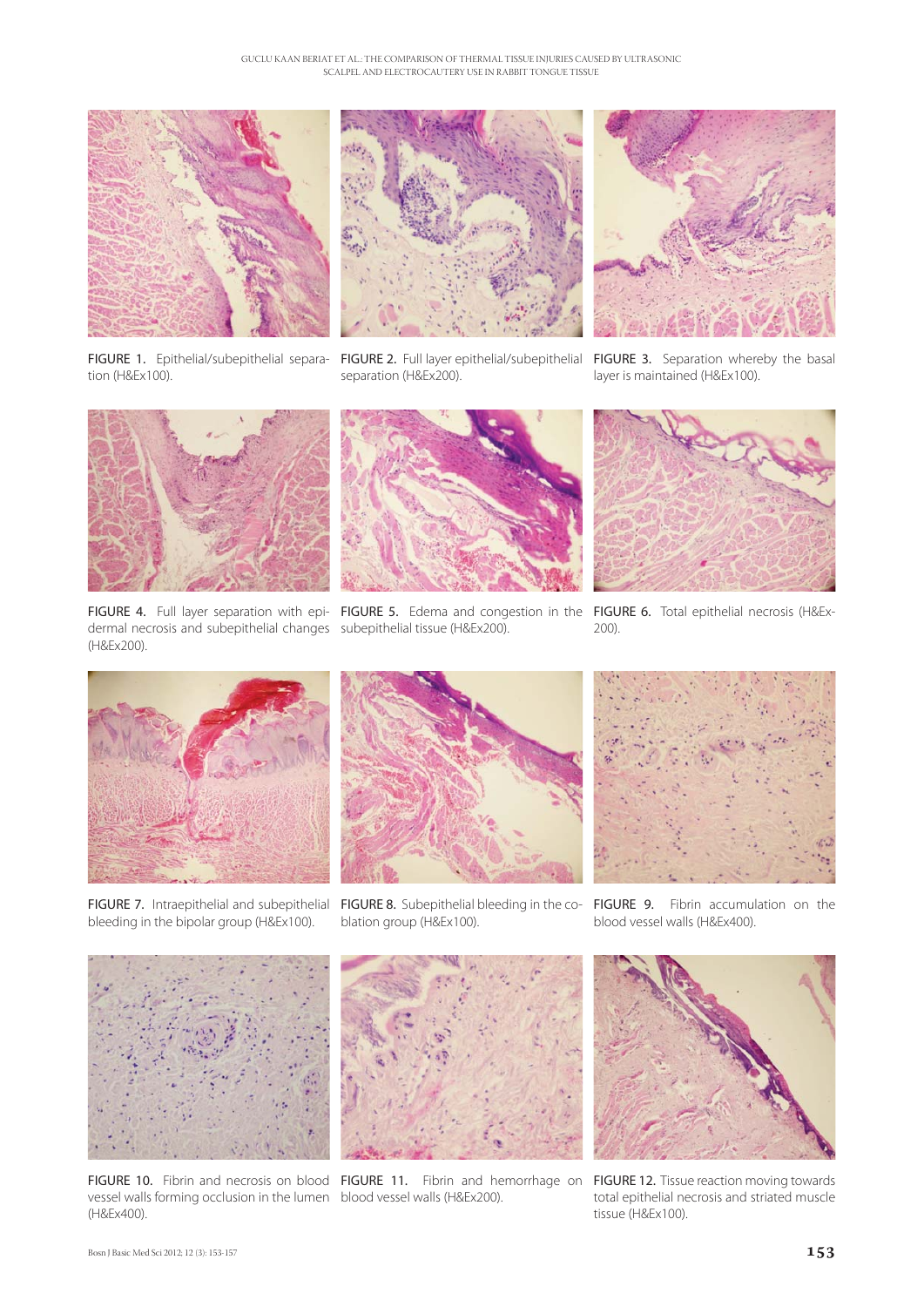FIGURE 1. Epithelial/subepithelial separation (H&Ex100).

FIGURE 2. Full layer epithelial/subepithelial separation (H&Ex200).

FIGURE 3. Separation whereby the basal layer is maintained (H&Ex100).

FIGURE 4. Full layer separation with epidermal necrosis and subepithelial changes (H&Ex200).

FIGURE 5. Edema and congestion in the subepithelial tissue (H&Ex200).

FIGURE 6. Total epithelial necrosis (H&Ex-200).

FIGURE 7. Intraepithelial and subepithelial bleeding in the bipolar group (H&Ex100).

FIGURE 8. Subepithelial bleeding in the coblation group (H&Ex100).

FIGURE 9. Fibrin accumulation on the blood vessel walls (H&Ex400).

FIGURE 10. Fibrin and necrosis on blood vessel walls forming occlusion in the lumen (H&Ex400).

FIGURE 11. Fibrin and hemorrhage on blood vessel walls (H&Ex200).

FIGURE 12. Tissue reaction moving towards total epithelial necrosis and striated muscle tissue (H&Ex100).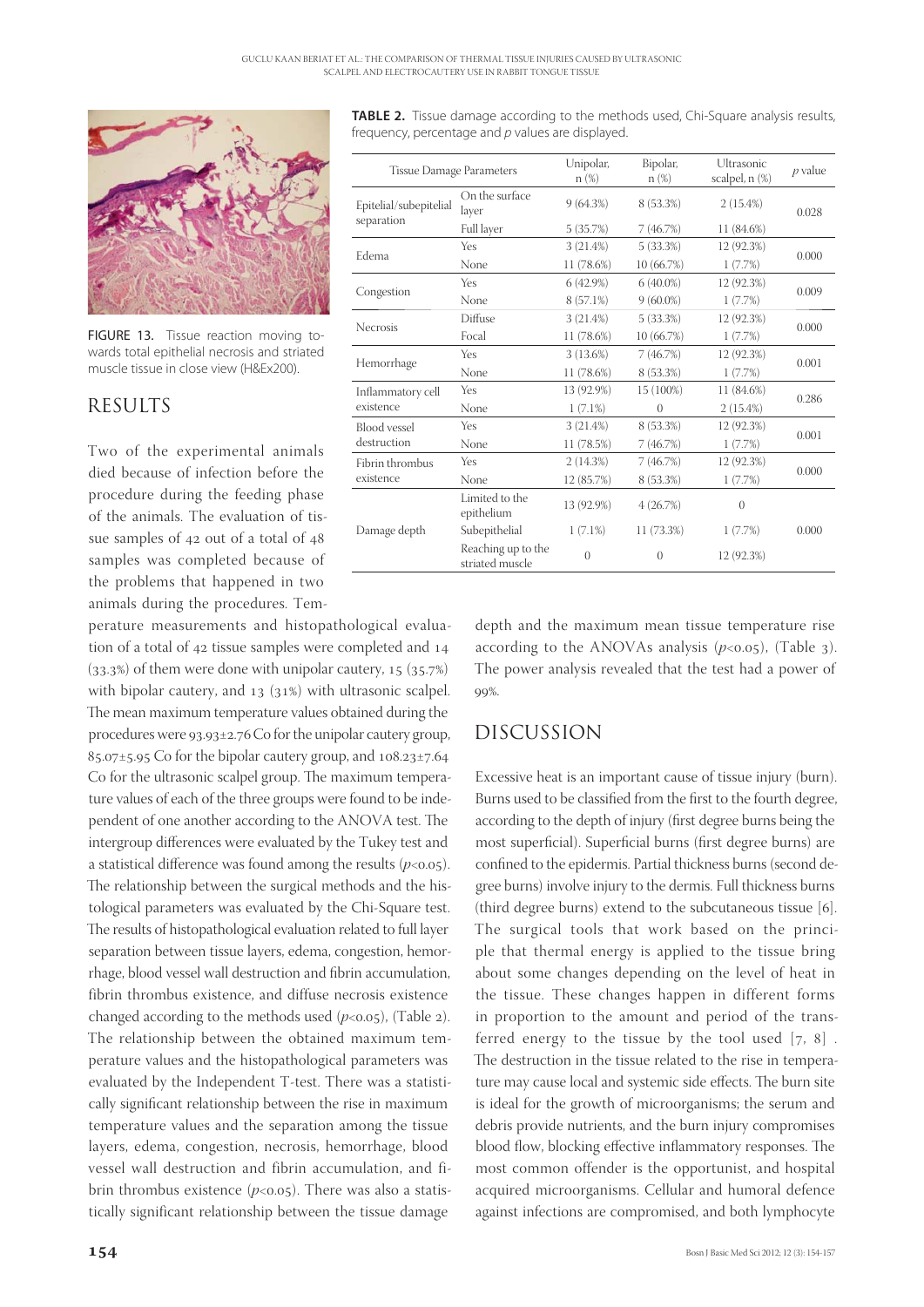FIGURE 13. Tissue reaction moving towards total epithelial necrosis and striated muscle tissue in close view (H&Ex200).

**TABLE 2.** Tissue damage according to the methods used, Chi-Square analysis results, frequency, percentage and *p* values are displayed.

| Tissue Damage Parameters | | Unipolar, n (%) | Bipolar, n (%) | Ultrasonic scalpel, n (%) | *p* value |
|---|---|---|---|---|---|
| Epitelial/subepitelial separation | On the surface layer | 9 (64.3%) | 8 (53.3%) | 2 (15.4%) | 0.028 |
| | Full layer | 5 (35.7%) | 7 (46.7%) | 11 (84.6%) | |
| Edema | Yes | 3 (21.4%) | 5 (33.3%) | 12 (92.3%) | 0.000 |
| | None | 11 (78.6%) | 10 (66.7%) | 1 (7.7%) | |
| Congestion | Yes | 6 (42.9%) | 6 (40.0%) | 12 (92.3%) | 0.009 |
| | None | 8 (57.1%) | 9 (60.0%) | 1 (7.7%) | |
| Necrosis | Diffuse | 3 (21.4%) | 5 (33.3%) | 12 (92.3%) | 0.000 |
| | Focal | 11 (78.6%) | 10 (66.7%) | 1 (7.7%) | |
| Hemorrhage | Yes | 3 (13.6%) | 7 (46.7%) | 12 (92.3%) | 0.001 |
| | None | 11 (78.6%) | 8 (53.3%) | 1 (7.7%) | |
| Inflammatory cell existence | Yes | 13 (92.9%) | 15 (100%) | 11 (84.6%) | 0.286 |
| | None | 1 (7.1%) | 0 | 2 (15.4%) | |
| Blood vessel destruction | Yes | 3 (21.4%) | 8 (53.3%) | 12 (92.3%) | 0.001 |
| | None | 11 (78.5%) | 7 (46.7%) | 1 (7.7%) | |
| Fibrin thrombus existence | Yes | 2 (14.3%) | 7 (46.7%) | 12 (92.3%) | 0.000 |
| | None | 12 (85.7%) | 8 (53.3%) | 1 (7.7%) | |
| Damage depth | Limited to the epithelium | 13 (92.9%) | 4 (26.7%) | 0 | 0.000 |
| | Subepithelial | 1 (7.1%) | 11 (73.3%) | 1 (7.7%) | |
| | Reaching up to the striated muscle | 0 | 0 | 12 (92.3%) | |

## RESULTS

Two of the experimental animals died because of infection before the procedure during the feeding phase of the animals. The evaluation of tissue samples of 42 out of a total of 48 samples was completed because of the problems that happened in two animals during the procedures. Temperature measurements and histopathological evaluation of a total of 42 tissue samples were completed and 14 (33.3%) of them were done with unipolar cautery, 15 (35.7%) with bipolar cautery, and 13 (31%) with ultrasonic scalpel. The mean maximum temperature values obtained during the procedures were 93.93±2.76 Co for the unipolar cautery group, 85.07±5.95 Co for the bipolar cautery group, and 108.23±7.64 Co for the ultrasonic scalpel group. The maximum temperature values of each of the three groups were found to be independent of one another according to the ANOVA test. The intergroup differences were evaluated by the Tukey test and a statistical difference was found among the results ($p<0.05$). The relationship between the surgical methods and the histological parameters was evaluated by the Chi-Square test. The results of histopathological evaluation related to full layer separation between tissue layers, edema, congestion, hemorrhage, blood vessel wall destruction and fibrin accumulation, fibrin thrombus existence, and diffuse necrosis existence changed according to the methods used ($p<0.05$), (Table 2). The relationship between the obtained maximum temperature values and the histopathological parameters was evaluated by the Independent T-test. There was a statistically significant relationship between the rise in maximum temperature values and the separation among the tissue layers, edema, congestion, necrosis, hemorrhage, blood vessel wall destruction and fibrin accumulation, and fibrin thrombus existence ($p<0.05$). There was also a statistically significant relationship between the tissue damage depth and the maximum mean tissue temperature rise according to the ANOVAs analysis ($p<0.05$), (Table 3). The power analysis revealed that the test had a power of 99%.

## DISCUSSION

Excessive heat is an important cause of tissue injury (burn). Burns used to be classified from the first to the fourth degree, according to the depth of injury (first degree burns being the most superficial). Superficial burns (first degree burns) are confined to the epidermis. Partial thickness burns (second degree burns) involve injury to the dermis. Full thickness burns (third degree burns) extend to the subcutaneous tissue [6]. The surgical tools that work based on the principle that thermal energy is applied to the tissue bring about some changes depending on the level of heat in the tissue. These changes happen in different forms in proportion to the amount and period of the transferred energy to the tissue by the tool used [7, 8] . The destruction in the tissue related to the rise in temperature may cause local and systemic side effects. The burn site is ideal for the growth of microorganisms; the serum and debris provide nutrients, and the burn injury compromises blood flow, blocking effective inflammatory responses. The most common offender is the opportunist, and hospital acquired microorganisms. Cellular and humoral defence against infections are compromised, and both lymphocyte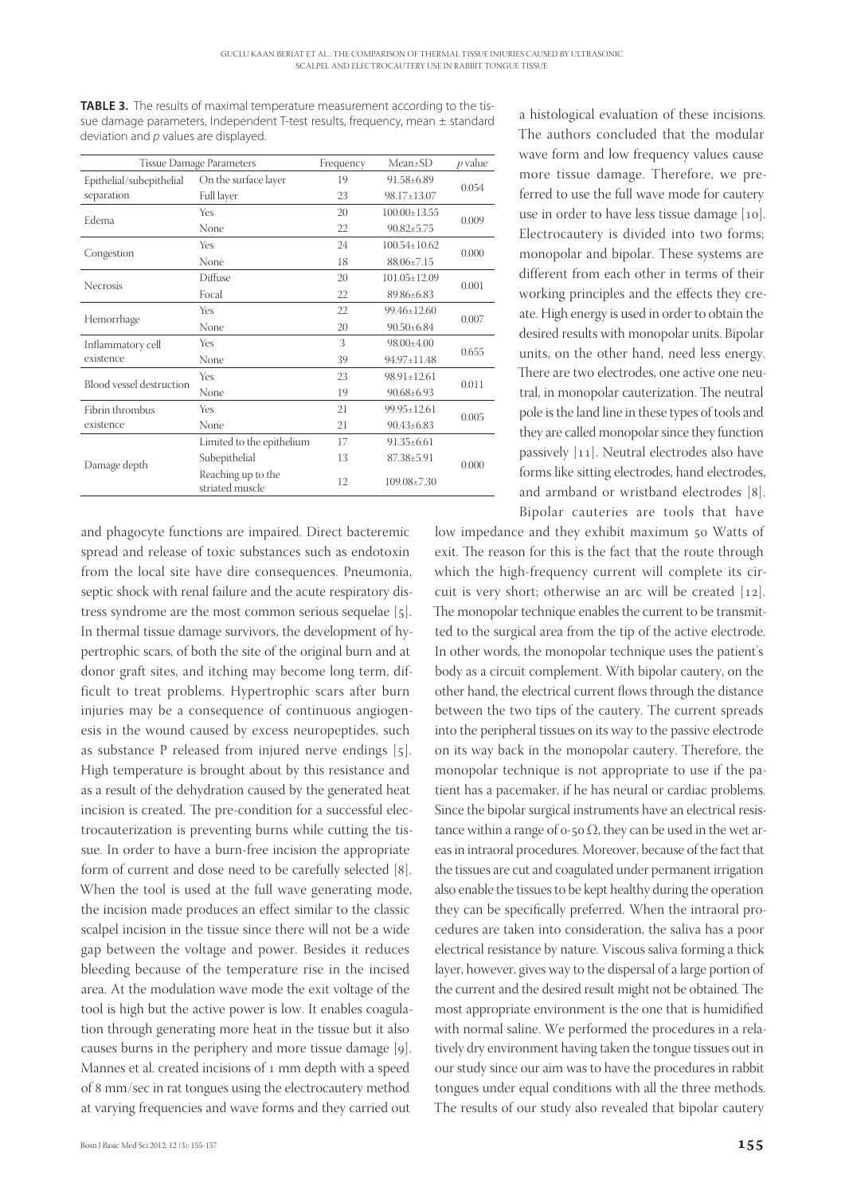**TABLE 3.** The results of maximal temperature measurement according to the tissue damage parameters, Independent T-test results, frequency, mean ± standard deviation and *p* values are displayed.

| Tissue Damage Parameters | | Frequency | Mean±SD | *p* value |
|---|---|---|---|---|
| Epithelial/subepithelial separation | On the surface layer | 19 | 91.58±6.89 | 0.054 |
| | Full layer | 23 | 98.17±13.07 | |
| Edema | Yes | 20 | 100.00±13.55 | 0.009 |
| | None | 22 | 90.82±5.75 | |
| Congestion | Yes | 24 | 100.54±10.62 | 0.000 |
| | None | 18 | 88.06±7.15 | |
| Necrosis | Diffuse | 20 | 101.05±12.09 | 0.001 |
| | Focal | 22 | 89.86±6.83 | |
| Hemorrhage | Yes | 22 | 99.46±12.60 | 0.007 |
| | None | 20 | 90.50±6.84 | |
| Inflammatory cell existence | Yes | 3 | 98.00±4.00 | 0.655 |
| | None | 39 | 94.97±11.48 | |
| Blood vessel destruction | Yes | 23 | 98.91±12.61 | 0.011 |
| | None | 19 | 90.68±6.93 | |
| Fibrin thrombus existence | Yes | 21 | 99.95±12.61 | 0.005 |
| | None | 21 | 90.43±6.83 | |
| Damage depth | Limited to the epithelium | 17 | 91.35±6.61 | 0.000 |
| | Subepithelial | 13 | 87.38±5.91 | |
| | Reaching up to the striated muscle | 12 | 109.08±7.30 | |

and phagocyte functions are impaired. Direct bacteremic spread and release of toxic substances such as endotoxin from the local site have dire consequences. Pneumonia, septic shock with renal failure and the acute respiratory distress syndrome are the most common serious sequelae [5]. In thermal tissue damage survivors, the development of hypertrophic scars, of both the site of the original burn and at donor graft sites, and itching may become long term, difficult to treat problems. Hypertrophic scars after burn injuries may be a consequence of continuous angiogenesis in the wound caused by excess neuropeptides, such as substance P released from injured nerve endings [5]. High temperature is brought about by this resistance and as a result of the dehydration caused by the generated heat incision is created. The pre-condition for a successful electrocauterization is preventing burns while cutting the tissue. In order to have a burn-free incision the appropriate form of current and dose need to be carefully selected [8]. When the tool is used at the full wave generating mode, the incision made produces an effect similar to the classic scalpel incision in the tissue since there will not be a wide gap between the voltage and power. Besides it reduces bleeding because of the temperature rise in the incised area. At the modulation wave mode the exit voltage of the tool is high but the active power is low. It enables coagulation through generating more heat in the tissue but it also causes burns in the periphery and more tissue damage [9]. Mannes et al. created incisions of 1 mm depth with a speed of 8 mm/sec in rat tongues using the electrocautery method at varying frequencies and wave forms and they carried out a histological evaluation of these incisions. The authors concluded that the modular wave form and low frequency values cause more tissue damage. Therefore, we preferred to use the full wave mode for cautery use in order to have less tissue damage [10]. Electrocautery is divided into two forms; monopolar and bipolar. These systems are different from each other in terms of their working principles and the effects they create. High energy is used in order to obtain the desired results with monopolar units. Bipolar units, on the other hand, need less energy. There are two electrodes, one active one neutral, in monopolar cauterization. The neutral pole is the land line in these types of tools and they are called monopolar since they function passively [11]. Neutral electrodes also have forms like sitting electrodes, hand electrodes, and armband or wristband electrodes [8].

Bipolar cauteries are tools that have low impedance and they exhibit maximum 50 Watts of exit. The reason for this is the fact that the route through which the high-frequency current will complete its circuit is very short; otherwise an arc will be created [12]. The monopolar technique enables the current to be transmitted to the surgical area from the tip of the active electrode. In other words, the monopolar technique uses the patient's body as a circuit complement. With bipolar cautery, on the other hand, the electrical current flows through the distance between the two tips of the cautery. The current spreads into the peripheral tissues on its way to the passive electrode on its way back in the monopolar cautery. Therefore, the monopolar technique is not appropriate to use if the patient has a pacemaker, if he has neural or cardiac problems. Since the bipolar surgical instruments have an electrical resistance within a range of 0-50 Ω, they can be used in the wet areas in intraoral procedures. Moreover, because of the fact that the tissues are cut and coagulated under permanent irrigation also enable the tissues to be kept healthy during the operation they can be specifically preferred. When the intraoral procedures are taken into consideration, the saliva has a poor electrical resistance by nature. Viscous saliva forming a thick layer, however, gives way to the dispersal of a large portion of the current and the desired result might not be obtained. The most appropriate environment is the one that is humidified with normal saline. We performed the procedures in a relatively dry environment having taken the tongue tissues out in our study since our aim was to have the procedures in rabbit tongues under equal conditions with all the three methods. The results of our study also revealed that bipolar cautery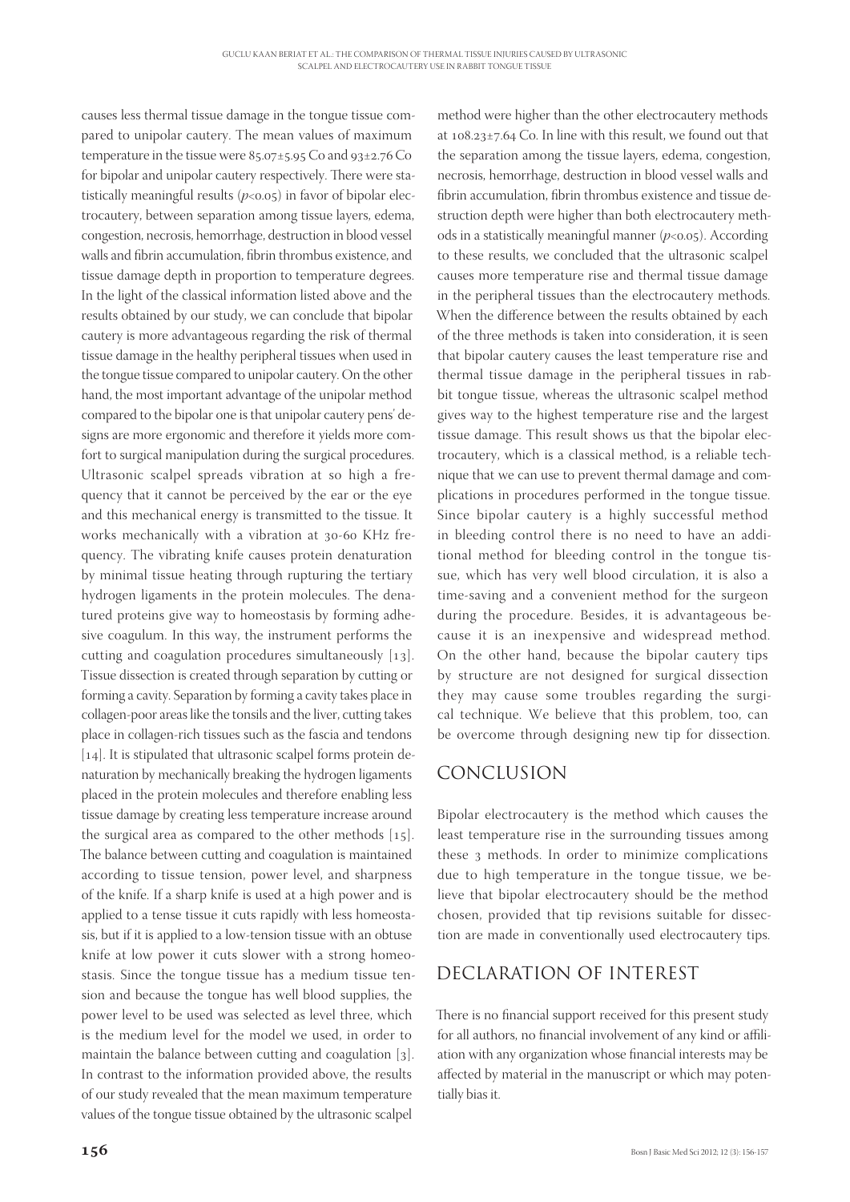causes less thermal tissue damage in the tongue tissue compared to unipolar cautery. The mean values of maximum temperature in the tissue were 85.07±5.95 Co and 93±2.76 Co for bipolar and unipolar cautery respectively. There were statistically meaningful results ($p<0.05$) in favor of bipolar electrocautery, between separation among tissue layers, edema, congestion, necrosis, hemorrhage, destruction in blood vessel walls and fibrin accumulation, fibrin thrombus existence, and tissue damage depth in proportion to temperature degrees. In the light of the classical information listed above and the results obtained by our study, we can conclude that bipolar cautery is more advantageous regarding the risk of thermal tissue damage in the healthy peripheral tissues when used in the tongue tissue compared to unipolar cautery. On the other hand, the most important advantage of the unipolar method compared to the bipolar one is that unipolar cautery pens' designs are more ergonomic and therefore it yields more comfort to surgical manipulation during the surgical procedures. Ultrasonic scalpel spreads vibration at so high a frequency that it cannot be perceived by the ear or the eye and this mechanical energy is transmitted to the tissue. It works mechanically with a vibration at 30-60 KHz frequency. The vibrating knife causes protein denaturation by minimal tissue heating through rupturing the tertiary hydrogen ligaments in the protein molecules. The denatured proteins give way to homeostasis by forming adhesive coagulum. In this way, the instrument performs the cutting and coagulation procedures simultaneously [13]. Tissue dissection is created through separation by cutting or forming a cavity. Separation by forming a cavity takes place in collagen-poor areas like the tonsils and the liver, cutting takes place in collagen-rich tissues such as the fascia and tendons [14]. It is stipulated that ultrasonic scalpel forms protein denaturation by mechanically breaking the hydrogen ligaments placed in the protein molecules and therefore enabling less tissue damage by creating less temperature increase around the surgical area as compared to the other methods [15]. The balance between cutting and coagulation is maintained according to tissue tension, power level, and sharpness of the knife. If a sharp knife is used at a high power and is applied to a tense tissue it cuts rapidly with less homeostasis, but if it is applied to a low-tension tissue with an obtuse knife at low power it cuts slower with a strong homeostasis. Since the tongue tissue has a medium tissue tension and because the tongue has well blood supplies, the power level to be used was selected as level three, which is the medium level for the model we used, in order to maintain the balance between cutting and coagulation [3]. In contrast to the information provided above, the results of our study revealed that the mean maximum temperature values of the tongue tissue obtained by the ultrasonic scalpel method were higher than the other electrocautery methods at 108.23±7.64 Co. In line with this result, we found out that the separation among the tissue layers, edema, congestion, necrosis, hemorrhage, destruction in blood vessel walls and fibrin accumulation, fibrin thrombus existence and tissue destruction depth were higher than both electrocautery methods in a statistically meaningful manner ($p<0.05$). According to these results, we concluded that the ultrasonic scalpel causes more temperature rise and thermal tissue damage in the peripheral tissues than the electrocautery methods. When the difference between the results obtained by each of the three methods is taken into consideration, it is seen that bipolar cautery causes the least temperature rise and thermal tissue damage in the peripheral tissues in rabbit tongue tissue, whereas the ultrasonic scalpel method gives way to the highest temperature rise and the largest tissue damage. This result shows us that the bipolar electrocautery, which is a classical method, is a reliable technique that we can use to prevent thermal damage and complications in procedures performed in the tongue tissue. Since bipolar cautery is a highly successful method in bleeding control there is no need to have an additional method for bleeding control in the tongue tissue, which has very well blood circulation, it is also a time-saving and a convenient method for the surgeon during the procedure. Besides, it is advantageous because it is an inexpensive and widespread method. On the other hand, because the bipolar cautery tips by structure are not designed for surgical dissection they may cause some troubles regarding the surgical technique. We believe that this problem, too, can be overcome through designing new tip for dissection.

## CONCLUSION

Bipolar electrocautery is the method which causes the least temperature rise in the surrounding tissues among these 3 methods. In order to minimize complications due to high temperature in the tongue tissue, we believe that bipolar electrocautery should be the method chosen, provided that tip revisions suitable for dissection are made in conventionally used electrocautery tips.

## DECLARATION OF INTEREST

There is no financial support received for this present study for all authors, no financial involvement of any kind or affiliation with any organization whose financial interests may be affected by material in the manuscript or which may potentially bias it.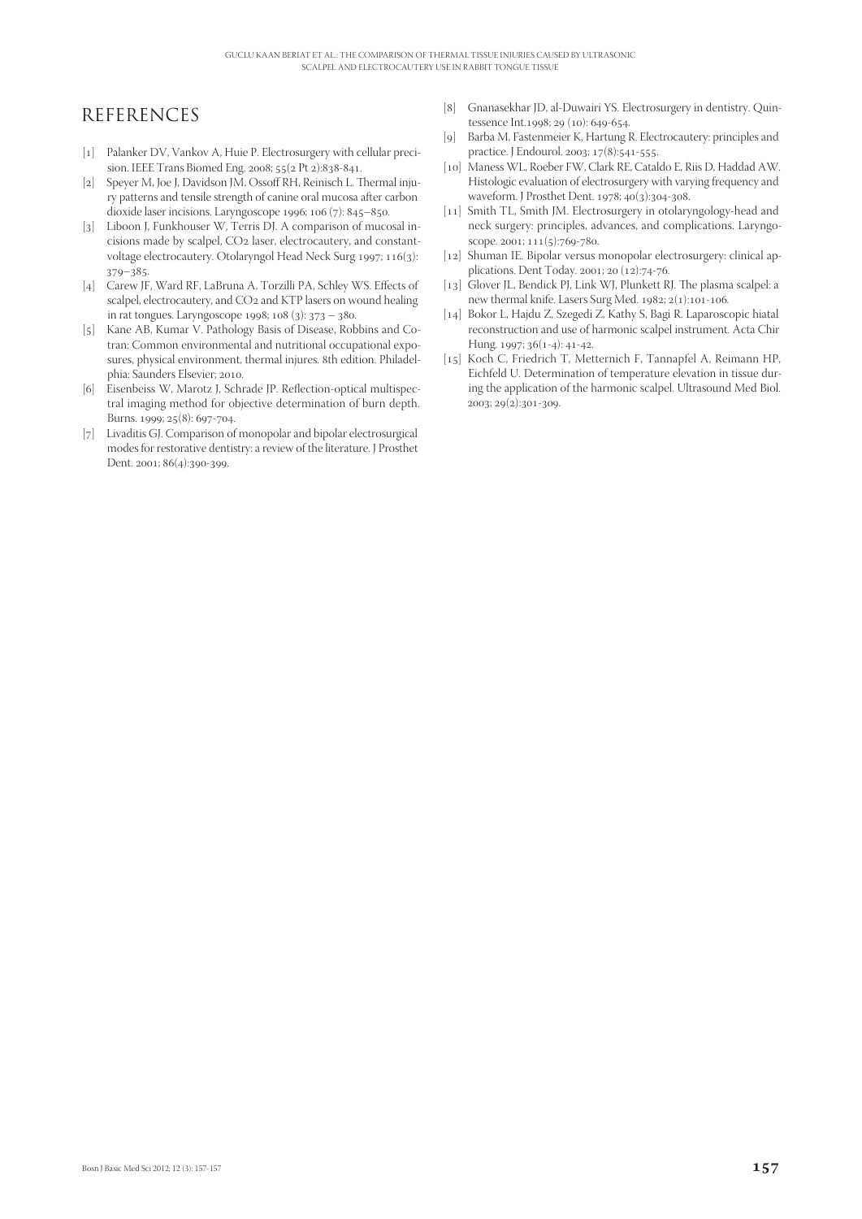## REFERENCES

[1] Palanker DV, Vankov A, Huie P. Electrosurgery with cellular precision. IEEE Trans Biomed Eng. 2008; 55(2 Pt 2):838-841.

[2] Speyer M, Joe J, Davidson JM, Ossoff RH, Reinisch L. Thermal injury patterns and tensile strength of canine oral mucosa after carbon dioxide laser incisions. Laryngoscope 1996; 106 (7): 845–850.

[3] Liboon J, Funkhouser W, Terris DJ. A comparison of mucosal incisions made by scalpel, CO2 laser, electrocautery, and constant-voltage electrocautery. Otolaryngol Head Neck Surg 1997; 116(3): 379–385.

[4] Carew JF, Ward RF, LaBruna A, Torzilli PA, Schley WS. Effects of scalpel, electrocautery, and CO2 and KTP lasers on wound healing in rat tongues. Laryngoscope 1998; 108 (3): 373 – 380.

[5] Kane AB, Kumar V. Pathology Basis of Disease, Robbins and Cotran: Common environmental and nutritional occupational exposures, physical environment, thermal injures. 8th edition. Philadelphia: Saunders Elsevier; 2010.

[6] Eisenbeiss W, Marotz J, Schrade JP. Reflection-optical multispectral imaging method for objective determination of burn depth. Burns. 1999; 25(8): 697-704.

[7] Livaditis GJ. Comparison of monopolar and bipolar electrosurgical modes for restorative dentistry: a review of the literature. J Prosthet Dent. 2001; 86(4):390-399.

[8] Gnanasekhar JD, al-Duwairi YS. Electrosurgery in dentistry. Quintessence Int.1998; 29 (10): 649-654.

[9] Barba M, Fastenmeier K, Hartung R. Electrocautery: principles and practice. J Endourol. 2003; 17(8):541-555.

[10] Maness WL, Roeber FW, Clark RE, Cataldo E, Riis D, Haddad AW. Histologic evaluation of electrosurgery with varying frequency and waveform. J Prosthet Dent. 1978; 40(3):304-308.

[11] Smith TL, Smith JM. Electrosurgery in otolaryngology-head and neck surgery: principles, advances, and complications. Laryngoscope. 2001; 111(5):769-780.

[12] Shuman IE. Bipolar versus monopolar electrosurgery: clinical applications. Dent Today. 2001; 20 (12):74-76.

[13] Glover JL, Bendick PJ, Link WJ, Plunkett RJ. The plasma scalpel: a new thermal knife. Lasers Surg Med. 1982; 2(1):101-106.

[14] Bokor L, Hajdu Z, Szegedi Z, Kathy S, Bagi R. Laparoscopic hiatal reconstruction and use of harmonic scalpel instrument. Acta Chir Hung. 1997; 36(1-4): 41-42.

[15] Koch C, Friedrich T, Metternich F, Tannapfel A, Reimann HP, Eichfeld U. Determination of temperature elevation in tissue during the application of the harmonic scalpel. Ultrasound Med Biol. 2003; 29(2):301-309.